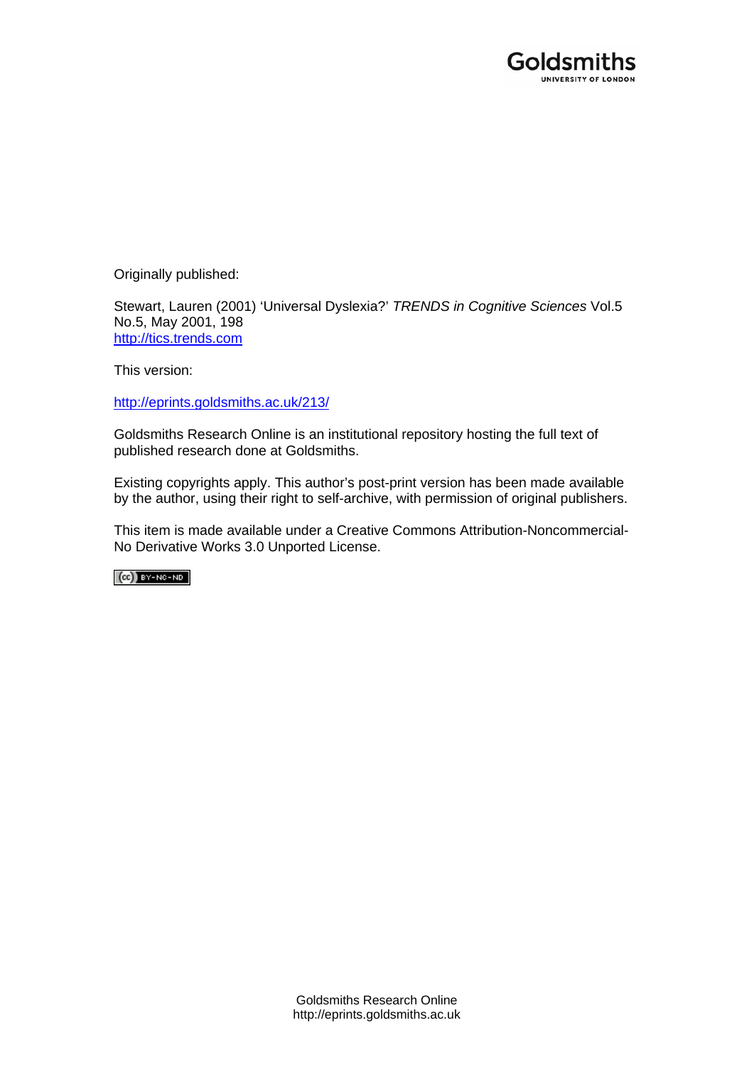Originally published:

Stewart, Lauren (2001) 'Universal Dyslexia?' *TRENDS in Cognitive Sciences* Vol.5 No.5, May 2001, 198
http://tics.trends.com

This version:

http://eprints.goldsmiths.ac.uk/213/

Goldsmiths Research Online is an institutional repository hosting the full text of published research done at Goldsmiths.

Existing copyrights apply. This author's post-print version has been made available by the author, using their right to self-archive, with permission of original publishers.

This item is made available under a Creative Commons Attribution-Noncommercial-No Derivative Works 3.0 Unported License.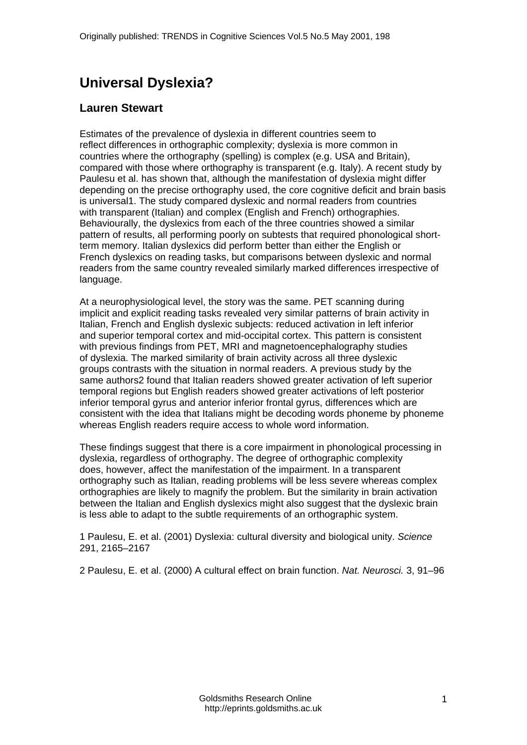Originally published: TRENDS in Cognitive Sciences Vol.5 No.5 May 2001, 198

# Universal Dyslexia?

## Lauren Stewart

Estimates of the prevalence of dyslexia in different countries seem to reflect differences in orthographic complexity; dyslexia is more common in countries where the orthography (spelling) is complex (e.g. USA and Britain), compared with those where orthography is transparent (e.g. Italy). A recent study by Paulesu et al. has shown that, although the manifestation of dyslexia might differ depending on the precise orthography used, the core cognitive deficit and brain basis is universal[1]. The study compared dyslexic and normal readers from countries with transparent (Italian) and complex (English and French) orthographies. Behaviourally, the dyslexics from each of the three countries showed a similar pattern of results, all performing poorly on subtests that required phonological short-term memory. Italian dyslexics did perform better than either the English or French dyslexics on reading tasks, but comparisons between dyslexic and normal readers from the same country revealed similarly marked differences irrespective of language.

At a neurophysiological level, the story was the same. PET scanning during implicit and explicit reading tasks revealed very similar patterns of brain activity in Italian, French and English dyslexic subjects: reduced activation in left inferior and superior temporal cortex and mid-occipital cortex. This pattern is consistent with previous findings from PET, MRI and magnetoencephalography studies of dyslexia. The marked similarity of brain activity across all three dyslexic groups contrasts with the situation in normal readers. A previous study by the same authors[2] found that Italian readers showed greater activation of left superior temporal regions but English readers showed greater activations of left posterior inferior temporal gyrus and anterior inferior frontal gyrus, differences which are consistent with the idea that Italians might be decoding words phoneme by phoneme whereas English readers require access to whole word information.

These findings suggest that there is a core impairment in phonological processing in dyslexia, regardless of orthography. The degree of orthographic complexity does, however, affect the manifestation of the impairment. In a transparent orthography such as Italian, reading problems will be less severe whereas complex orthographies are likely to magnify the problem. But the similarity in brain activation between the Italian and English dyslexics might also suggest that the dyslexic brain is less able to adapt to the subtle requirements of an orthographic system.

1 Paulesu, E. et al. (2001) Dyslexia: cultural diversity and biological unity. *Science* 291, 2165–2167

2 Paulesu, E. et al. (2000) A cultural effect on brain function. *Nat. Neurosci.* 3, 91–96